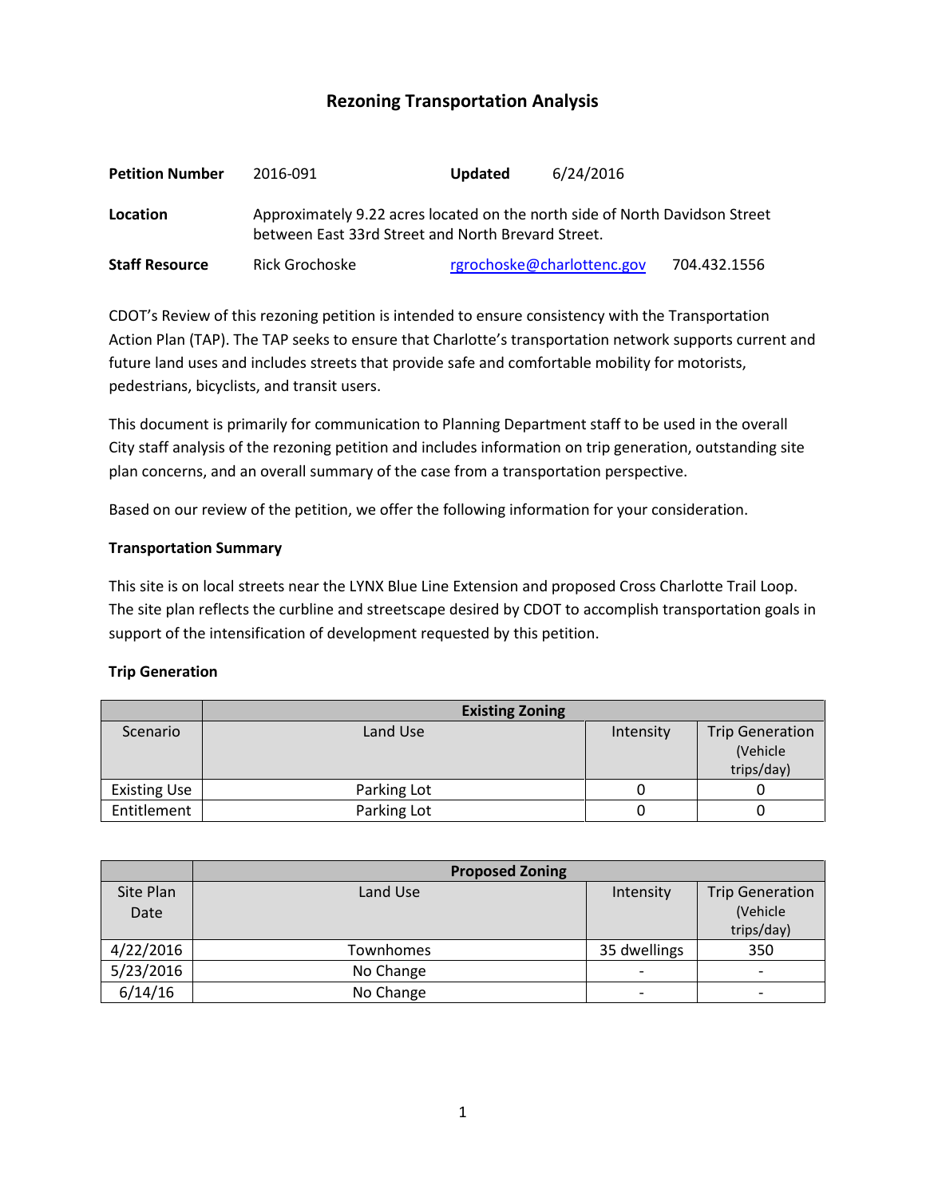# Rezoning Transportation Analysis

| | | | |
|---|---|---|---|
| **Petition Number** | 2016-091 | **Updated** | 6/24/2016 |
| **Location** | Approximately 9.22 acres located on the north side of North Davidson Street between East 33rd Street and North Brevard Street. | | |
| **Staff Resource** | Rick Grochoske | rgrochoske@charlottenc.gov | 704.432.1556 |

CDOT's Review of this rezoning petition is intended to ensure consistency with the Transportation Action Plan (TAP). The TAP seeks to ensure that Charlotte's transportation network supports current and future land uses and includes streets that provide safe and comfortable mobility for motorists, pedestrians, bicyclists, and transit users.

This document is primarily for communication to Planning Department staff to be used in the overall City staff analysis of the rezoning petition and includes information on trip generation, outstanding site plan concerns, and an overall summary of the case from a transportation perspective.

Based on our review of the petition, we offer the following information for your consideration.

**Transportation Summary**

This site is on local streets near the LYNX Blue Line Extension and proposed Cross Charlotte Trail Loop. The site plan reflects the curbline and streetscape desired by CDOT to accomplish transportation goals in support of the intensification of development requested by this petition.

**Trip Generation**

| | **Existing Zoning** | | |
|---|---|---|---|
| Scenario | Land Use | Intensity | Trip Generation (Vehicle trips/day) |
| Existing Use | Parking Lot | 0 | 0 |
| Entitlement | Parking Lot | 0 | 0 |

| | **Proposed Zoning** | | |
|---|---|---|---|
| Site Plan Date | Land Use | Intensity | Trip Generation (Vehicle trips/day) |
| 4/22/2016 | Townhomes | 35 dwellings | 350 |
| 5/23/2016 | No Change | - | - |
| 6/14/16 | No Change | - | - |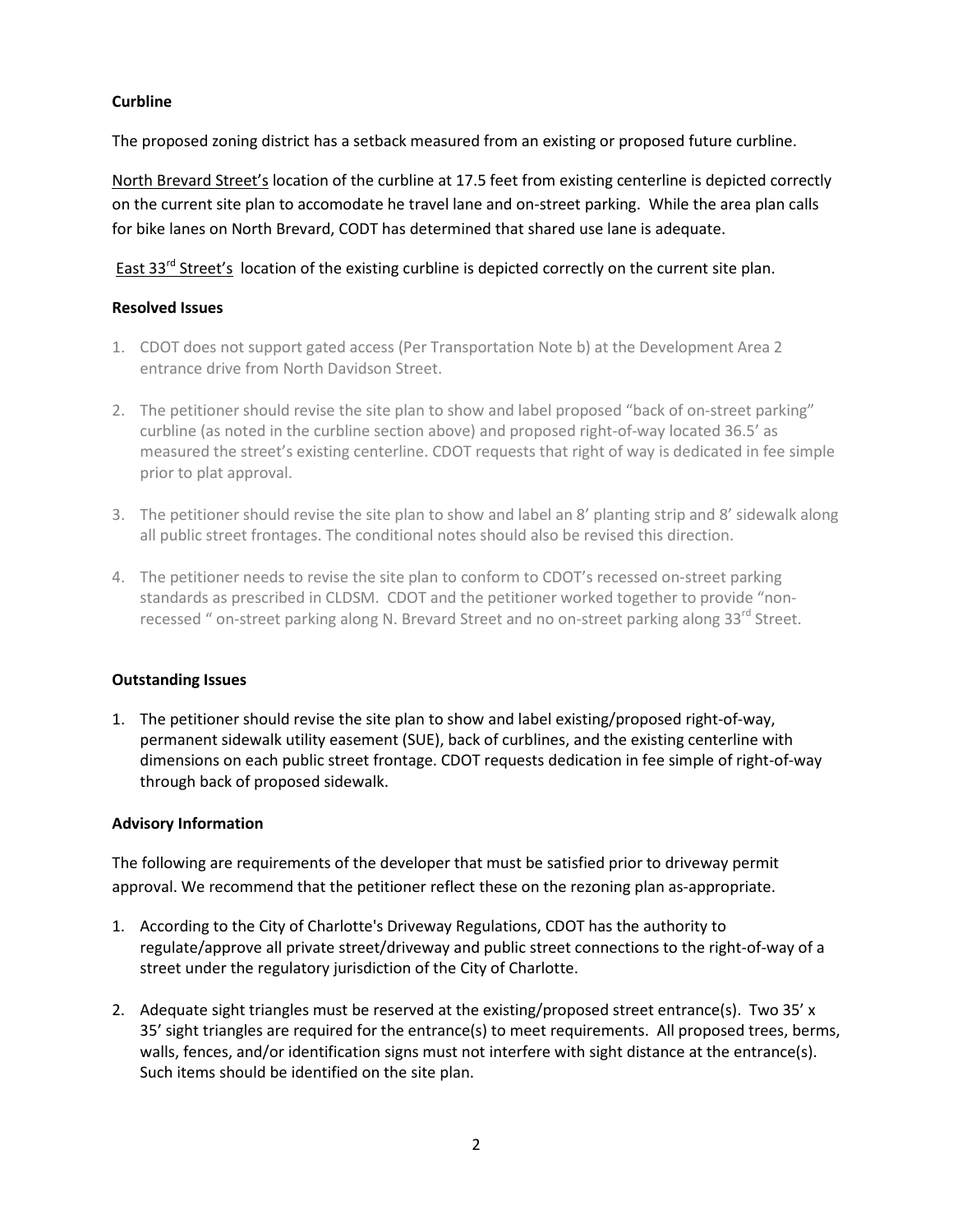**Curbline**

The proposed zoning district has a setback measured from an existing or proposed future curbline.

North Brevard Street's location of the curbline at 17.5 feet from existing centerline is depicted correctly on the current site plan to accomodate he travel lane and on-street parking. While the area plan calls for bike lanes on North Brevard, CODT has determined that shared use lane is adequate.

East 33rd Street's location of the existing curbline is depicted correctly on the current site plan.

**Resolved Issues**

1. CDOT does not support gated access (Per Transportation Note b) at the Development Area 2 entrance drive from North Davidson Street.

2. The petitioner should revise the site plan to show and label proposed "back of on-street parking" curbline (as noted in the curbline section above) and proposed right-of-way located 36.5' as measured the street's existing centerline. CDOT requests that right of way is dedicated in fee simple prior to plat approval.

3. The petitioner should revise the site plan to show and label an 8' planting strip and 8' sidewalk along all public street frontages. The conditional notes should also be revised this direction.

4. The petitioner needs to revise the site plan to conform to CDOT's recessed on-street parking standards as prescribed in CLDSM. CDOT and the petitioner worked together to provide "non-recessed " on-street parking along N. Brevard Street and no on-street parking along 33rd Street.

**Outstanding Issues**

1. The petitioner should revise the site plan to show and label existing/proposed right-of-way, permanent sidewalk utility easement (SUE), back of curblines, and the existing centerline with dimensions on each public street frontage. CDOT requests dedication in fee simple of right-of-way through back of proposed sidewalk.

**Advisory Information**

The following are requirements of the developer that must be satisfied prior to driveway permit approval. We recommend that the petitioner reflect these on the rezoning plan as-appropriate.

1. According to the City of Charlotte's Driveway Regulations, CDOT has the authority to regulate/approve all private street/driveway and public street connections to the right-of-way of a street under the regulatory jurisdiction of the City of Charlotte.

2. Adequate sight triangles must be reserved at the existing/proposed street entrance(s). Two 35' x 35' sight triangles are required for the entrance(s) to meet requirements. All proposed trees, berms, walls, fences, and/or identification signs must not interfere with sight distance at the entrance(s). Such items should be identified on the site plan.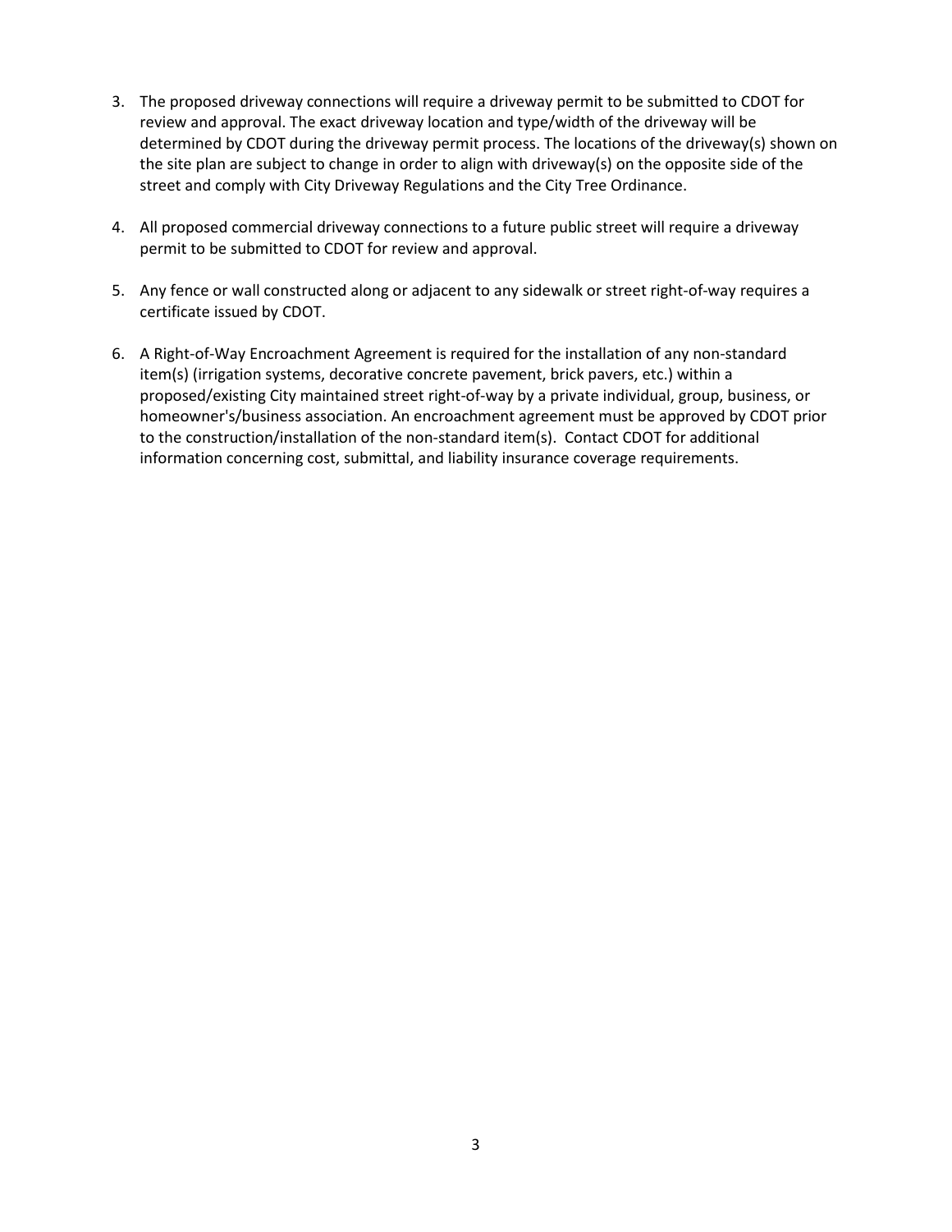3. The proposed driveway connections will require a driveway permit to be submitted to CDOT for review and approval. The exact driveway location and type/width of the driveway will be determined by CDOT during the driveway permit process. The locations of the driveway(s) shown on the site plan are subject to change in order to align with driveway(s) on the opposite side of the street and comply with City Driveway Regulations and the City Tree Ordinance.

4. All proposed commercial driveway connections to a future public street will require a driveway permit to be submitted to CDOT for review and approval.

5. Any fence or wall constructed along or adjacent to any sidewalk or street right-of-way requires a certificate issued by CDOT.

6. A Right-of-Way Encroachment Agreement is required for the installation of any non-standard item(s) (irrigation systems, decorative concrete pavement, brick pavers, etc.) within a proposed/existing City maintained street right-of-way by a private individual, group, business, or homeowner's/business association. An encroachment agreement must be approved by CDOT prior to the construction/installation of the non-standard item(s). Contact CDOT for additional information concerning cost, submittal, and liability insurance coverage requirements.